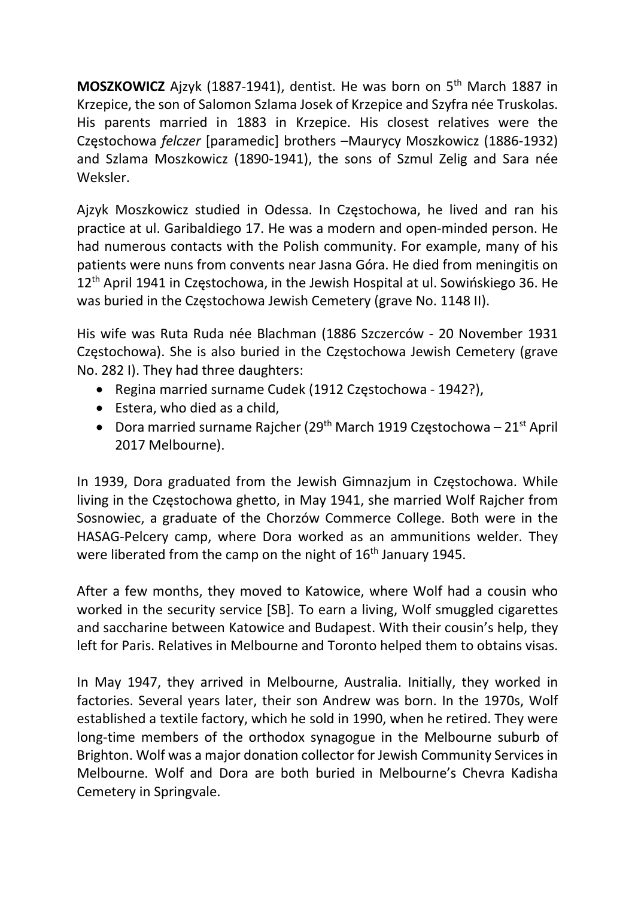**MOSZKOWICZ** Ajzyk (1887-1941), dentist. He was born on 5th March 1887 in Krzepice, the son of Salomon Szlama Josek of Krzepice and Szyfra née Truskolas. His parents married in 1883 in Krzepice. His closest relatives were the Częstochowa *felczer* [paramedic] brothers –Maurycy Moszkowicz (1886-1932) and Szlama Moszkowicz (1890-1941), the sons of Szmul Zelig and Sara née Weksler.

Ajzyk Moszkowicz studied in Odessa. In Częstochowa, he lived and ran his practice at ul. Garibaldiego 17. He was a modern and open-minded person. He had numerous contacts with the Polish community. For example, many of his patients were nuns from convents near Jasna Góra. He died from meningitis on 12th April 1941 in Częstochowa, in the Jewish Hospital at ul. Sowińskiego 36. He was buried in the Częstochowa Jewish Cemetery (grave No. 1148 II).

His wife was Ruta Ruda née Blachman (1886 Szczerców - 20 November 1931 Częstochowa). She is also buried in the Częstochowa Jewish Cemetery (grave No. 282 I). They had three daughters:

- Regina married surname Cudek (1912 Częstochowa - 1942?),
- Estera, who died as a child,
- Dora married surname Rajcher (29th March 1919 Częstochowa – 21st April 2017 Melbourne).

In 1939, Dora graduated from the Jewish Gimnazjum in Częstochowa. While living in the Częstochowa ghetto, in May 1941, she married Wolf Rajcher from Sosnowiec, a graduate of the Chorzów Commerce College. Both were in the HASAG-Pelcery camp, where Dora worked as an ammunitions welder. They were liberated from the camp on the night of 16th January 1945.

After a few months, they moved to Katowice, where Wolf had a cousin who worked in the security service [SB]. To earn a living, Wolf smuggled cigarettes and saccharine between Katowice and Budapest. With their cousin's help, they left for Paris. Relatives in Melbourne and Toronto helped them to obtains visas.

In May 1947, they arrived in Melbourne, Australia. Initially, they worked in factories. Several years later, their son Andrew was born. In the 1970s, Wolf established a textile factory, which he sold in 1990, when he retired. They were long-time members of the orthodox synagogue in the Melbourne suburb of Brighton. Wolf was a major donation collector for Jewish Community Services in Melbourne. Wolf and Dora are both buried in Melbourne's Chevra Kadisha Cemetery in Springvale.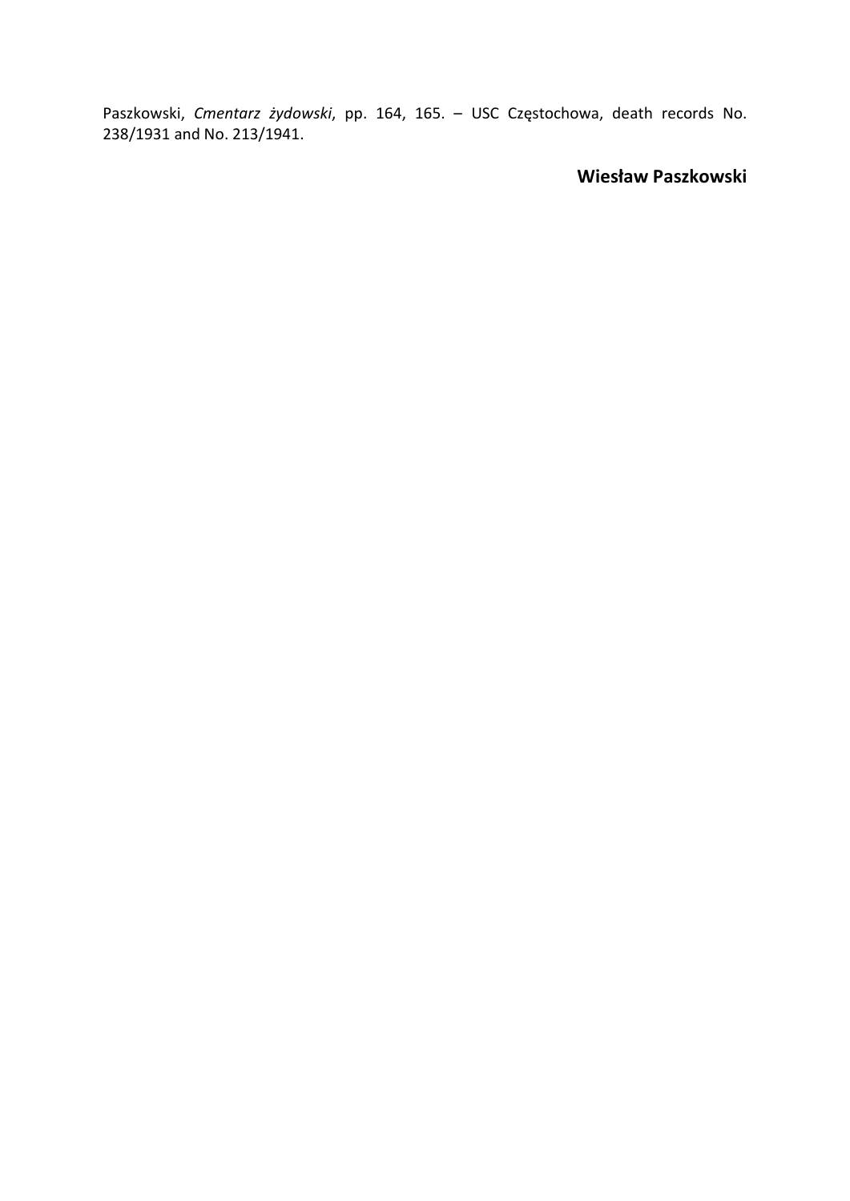Paszkowski, *Cmentarz żydowski*, pp. 164, 165. – USC Częstochowa, death records No. 238/1931 and No. 213/1941.

**Wiesław Paszkowski**